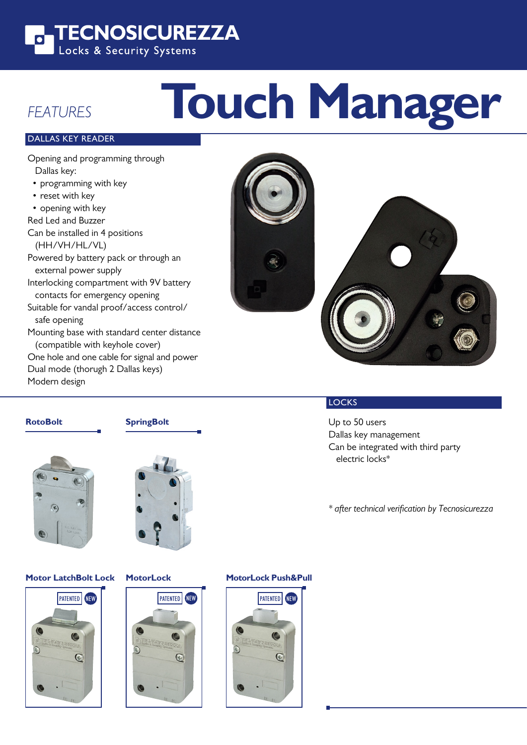# TECNOSICUREZZA

Locks & Security Systems

## *FEATURES* Touch Manager

### DALLAS KEY READER

Opening and programming through Dallas key:

- programming with key
- reset with key
- opening with key

Red Led and Buzzer

Can be installed in 4 positions (HH/VH/HL/VL)

Powered by battery pack or through an external power supply

Interlocking compartment with 9V battery contacts for emergency opening

Suitable for vandal proof/access control/ safe opening

Mounting base with standard center distance (compatible with keyhole cover)

One hole and one cable for signal and power

Dual mode (thorugh 2 Dallas keys)

Modern design

### LOCKS

Up to 50 users

Dallas key management

Can be integrated with third party electric locks*

*\* after technical verification by Tecnosicurezza*

**RotoBolt**

**SpringBolt**

**Motor LatchBolt Lock**

PATENTED NEW

**MotorLock**

PATENTED NEW

**MotorLock Push&Pull**

PATENTED NEW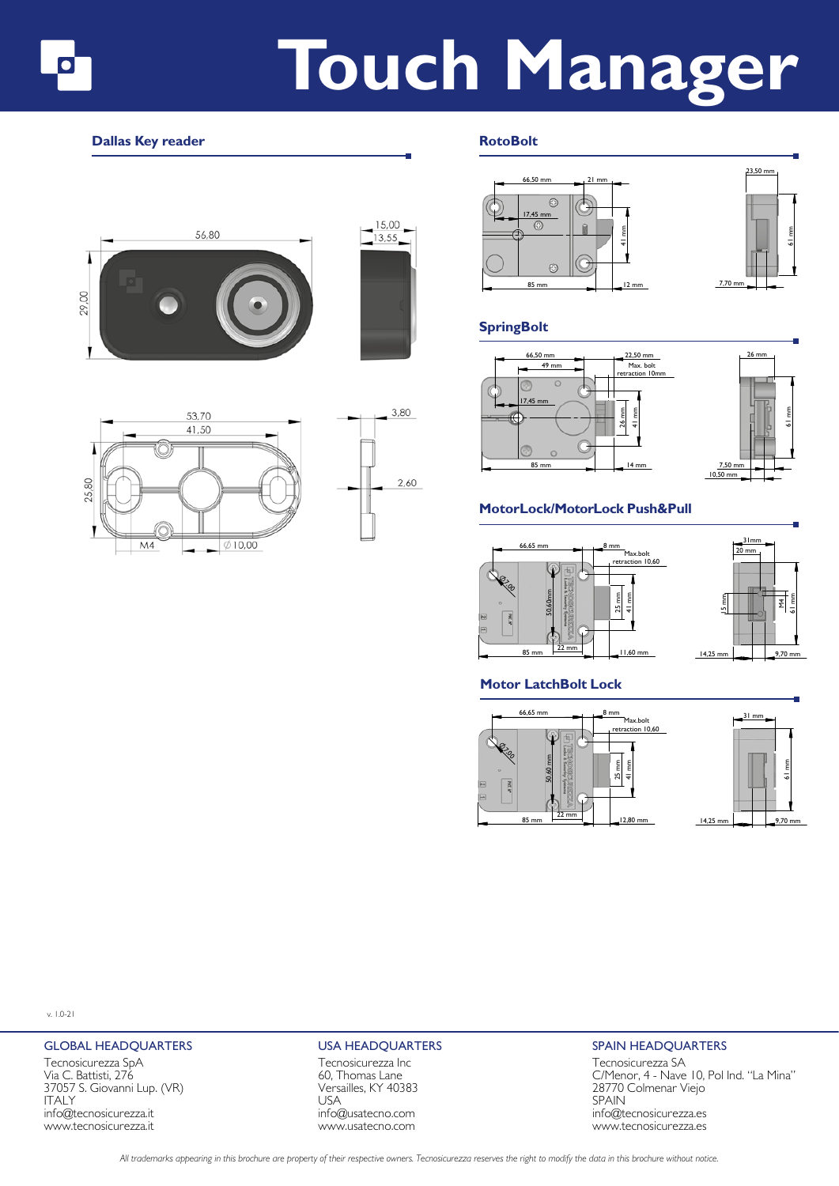# Touch Manager

## Dallas Key reader

56,80

29,00

15,00

13,55

53,70

41,50

25,80

M4

⌀10,00

3,80

2,60

## RotoBolt

66,50 mm

21 mm

17,45 mm

41 mm

85 mm

12 mm

23,50 mm

61 mm

7,70 mm

## SpringBolt

66,50 mm

49 mm

22,50 mm

Max. bolt retraction 10mm

17,45 mm

26 mm

41 mm

85 mm

14 mm

26 mm

61 mm

7,50 mm

10,50 mm

## MotorLock/MotorLock Push&Pull

66,65 mm

8 mm

Max.bolt retraction 10,60

Ø7,00

50,60mm

25 mm

41 mm

85 mm

22 mm

11,60 mm

31mm

20 mm

15 mm

M4

61 mm

14,25 mm

9,70 mm

## Motor LatchBolt Lock

66,65 mm

8 mm

Max.bolt retraction 10,60

Ø7,00

50,60 mm

25 mm

41 mm

85 mm

22 mm

12,80 mm

31 mm

61 mm

14,25 mm

9,70 mm

v. 1.0-21

**GLOBAL HEADQUARTERS**
Tecnosicurezza SpA
Via C. Battisti, 276
37057 S. Giovanni Lup. (VR)
ITALY
info@tecnosicurezza.it
www.tecnosicurezza.it

**USA HEADQUARTERS**
Tecnosicurezza Inc
60, Thomas Lane
Versailles, KY 40383
USA
info@usatecno.com
www.usatecno.com

**SPAIN HEADQUARTERS**
Tecnosicurezza SA
C/Menor, 4 - Nave 10, Pol Ind. "La Mina"
28770 Colmenar Viejo
SPAIN
info@tecnosicurezza.es
www.tecnosicurezza.es

*All trademarks appearing in this brochure are property of their respective owners. Tecnosicurezza reserves the right to modify the data in this brochure without notice.*